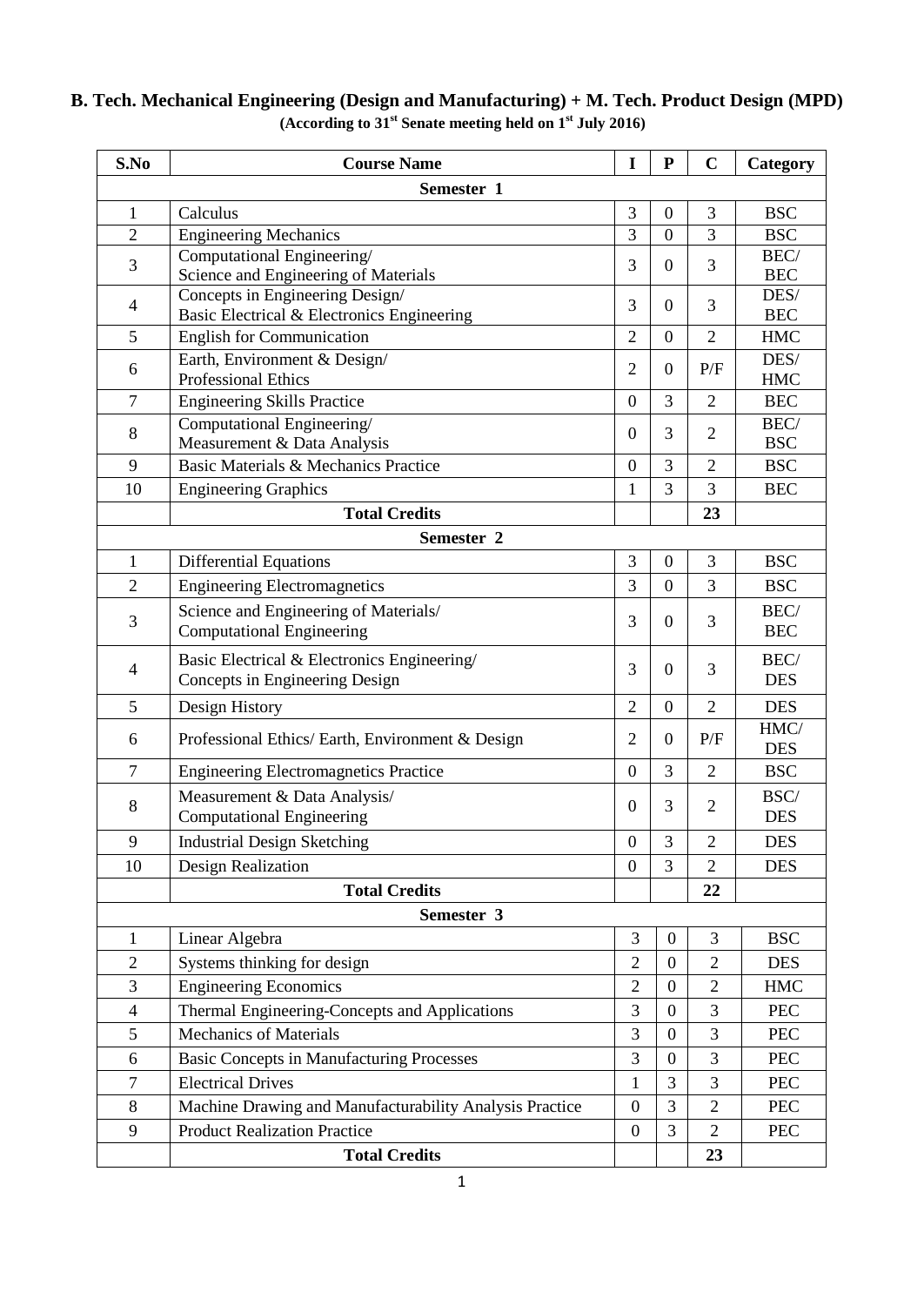## B. Tech. Mechanical Engineering (Design and Manufacturing) + M. Tech. Product Design (MPD)

**(According to 31[st] Senate meeting held on 1[st] July 2016)**

| S.No | Course Name | I | P | C | Category |
|---|---|---|---|---|---|
| **Semester 1** | | | | | |
| 1 | Calculus | 3 | 0 | 3 | BSC |
| 2 | Engineering Mechanics | 3 | 0 | 3 | BSC |
| 3 | Computational Engineering/ Science and Engineering of Materials | 3 | 0 | 3 | BEC/ BEC |
| 4 | Concepts in Engineering Design/ Basic Electrical & Electronics Engineering | 3 | 0 | 3 | DES/ BEC |
| 5 | English for Communication | 2 | 0 | 2 | HMC |
| 6 | Earth, Environment & Design/ Professional Ethics | 2 | 0 | P/F | DES/ HMC |
| 7 | Engineering Skills Practice | 0 | 3 | 2 | BEC |
| 8 | Computational Engineering/ Measurement & Data Analysis | 0 | 3 | 2 | BEC/ BSC |
| 9 | Basic Materials & Mechanics Practice | 0 | 3 | 2 | BSC |
| 10 | Engineering Graphics | 1 | 3 | 3 | BEC |
| | **Total Credits** | | | **23** | |
| **Semester 2** | | | | | |
| 1 | Differential Equations | 3 | 0 | 3 | BSC |
| 2 | Engineering Electromagnetics | 3 | 0 | 3 | BSC |
| 3 | Science and Engineering of Materials/ Computational Engineering | 3 | 0 | 3 | BEC/ BEC |
| 4 | Basic Electrical & Electronics Engineering/ Concepts in Engineering Design | 3 | 0 | 3 | BEC/ DES |
| 5 | Design History | 2 | 0 | 2 | DES |
| 6 | Professional Ethics/ Earth, Environment & Design | 2 | 0 | P/F | HMC/ DES |
| 7 | Engineering Electromagnetics Practice | 0 | 3 | 2 | BSC |
| 8 | Measurement & Data Analysis/ Computational Engineering | 0 | 3 | 2 | BSC/ DES |
| 9 | Industrial Design Sketching | 0 | 3 | 2 | DES |
| 10 | Design Realization | 0 | 3 | 2 | DES |
| | **Total Credits** | | | **22** | |
| **Semester 3** | | | | | |
| 1 | Linear Algebra | 3 | 0 | 3 | BSC |
| 2 | Systems thinking for design | 2 | 0 | 2 | DES |
| 3 | Engineering Economics | 2 | 0 | 2 | HMC |
| 4 | Thermal Engineering-Concepts and Applications | 3 | 0 | 3 | PEC |
| 5 | Mechanics of Materials | 3 | 0 | 3 | PEC |
| 6 | Basic Concepts in Manufacturing Processes | 3 | 0 | 3 | PEC |
| 7 | Electrical Drives | 1 | 3 | 3 | PEC |
| 8 | Machine Drawing and Manufacturability Analysis Practice | 0 | 3 | 2 | PEC |
| 9 | Product Realization Practice | 0 | 3 | 2 | PEC |
| | **Total Credits** | | | **23** | |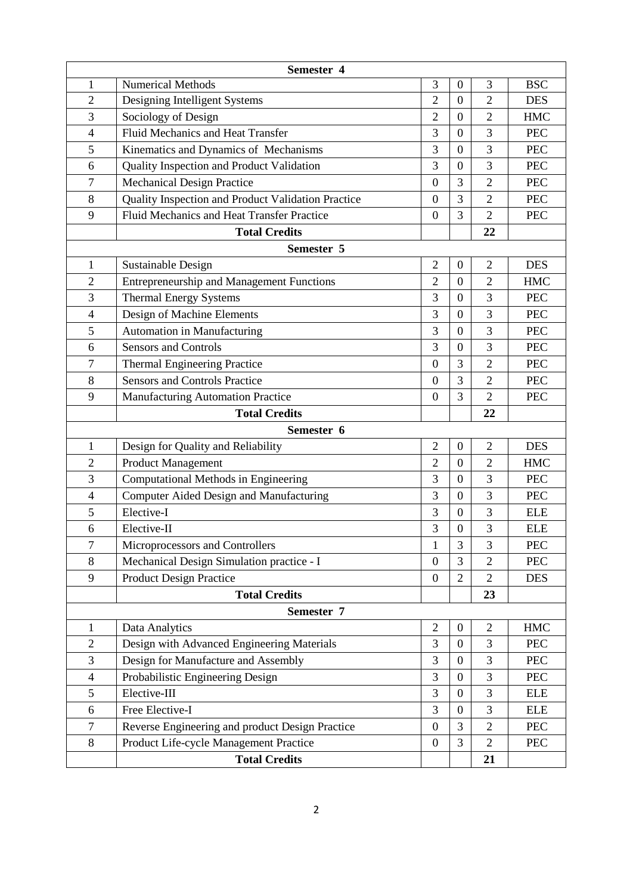| Semester 4 | | | | | |
|---|---|---|---|---|---|
| 1 | Numerical Methods | 3 | 0 | 3 | BSC |
| 2 | Designing Intelligent Systems | 2 | 0 | 2 | DES |
| 3 | Sociology of Design | 2 | 0 | 2 | HMC |
| 4 | Fluid Mechanics and Heat Transfer | 3 | 0 | 3 | PEC |
| 5 | Kinematics and Dynamics of Mechanisms | 3 | 0 | 3 | PEC |
| 6 | Quality Inspection and Product Validation | 3 | 0 | 3 | PEC |
| 7 | Mechanical Design Practice | 0 | 3 | 2 | PEC |
| 8 | Quality Inspection and Product Validation Practice | 0 | 3 | 2 | PEC |
| 9 | Fluid Mechanics and Heat Transfer Practice | 0 | 3 | 2 | PEC |
| | **Total Credits** | | | **22** | |
| **Semester 5** | | | | | |
| 1 | Sustainable Design | 2 | 0 | 2 | DES |
| 2 | Entrepreneurship and Management Functions | 2 | 0 | 2 | HMC |
| 3 | Thermal Energy Systems | 3 | 0 | 3 | PEC |
| 4 | Design of Machine Elements | 3 | 0 | 3 | PEC |
| 5 | Automation in Manufacturing | 3 | 0 | 3 | PEC |
| 6 | Sensors and Controls | 3 | 0 | 3 | PEC |
| 7 | Thermal Engineering Practice | 0 | 3 | 2 | PEC |
| 8 | Sensors and Controls Practice | 0 | 3 | 2 | PEC |
| 9 | Manufacturing Automation Practice | 0 | 3 | 2 | PEC |
| | **Total Credits** | | | **22** | |
| **Semester 6** | | | | | |
| 1 | Design for Quality and Reliability | 2 | 0 | 2 | DES |
| 2 | Product Management | 2 | 0 | 2 | HMC |
| 3 | Computational Methods in Engineering | 3 | 0 | 3 | PEC |
| 4 | Computer Aided Design and Manufacturing | 3 | 0 | 3 | PEC |
| 5 | Elective-I | 3 | 0 | 3 | ELE |
| 6 | Elective-II | 3 | 0 | 3 | ELE |
| 7 | Microprocessors and Controllers | 1 | 3 | 3 | PEC |
| 8 | Mechanical Design Simulation practice - I | 0 | 3 | 2 | PEC |
| 9 | Product Design Practice | 0 | 2 | 2 | DES |
| | **Total Credits** | | | **23** | |
| **Semester 7** | | | | | |
| 1 | Data Analytics | 2 | 0 | 2 | HMC |
| 2 | Design with Advanced Engineering Materials | 3 | 0 | 3 | PEC |
| 3 | Design for Manufacture and Assembly | 3 | 0 | 3 | PEC |
| 4 | Probabilistic Engineering Design | 3 | 0 | 3 | PEC |
| 5 | Elective-III | 3 | 0 | 3 | ELE |
| 6 | Free Elective-I | 3 | 0 | 3 | ELE |
| 7 | Reverse Engineering and product Design Practice | 0 | 3 | 2 | PEC |
| 8 | Product Life-cycle Management Practice | 0 | 3 | 2 | PEC |
| | **Total Credits** | | | **21** | |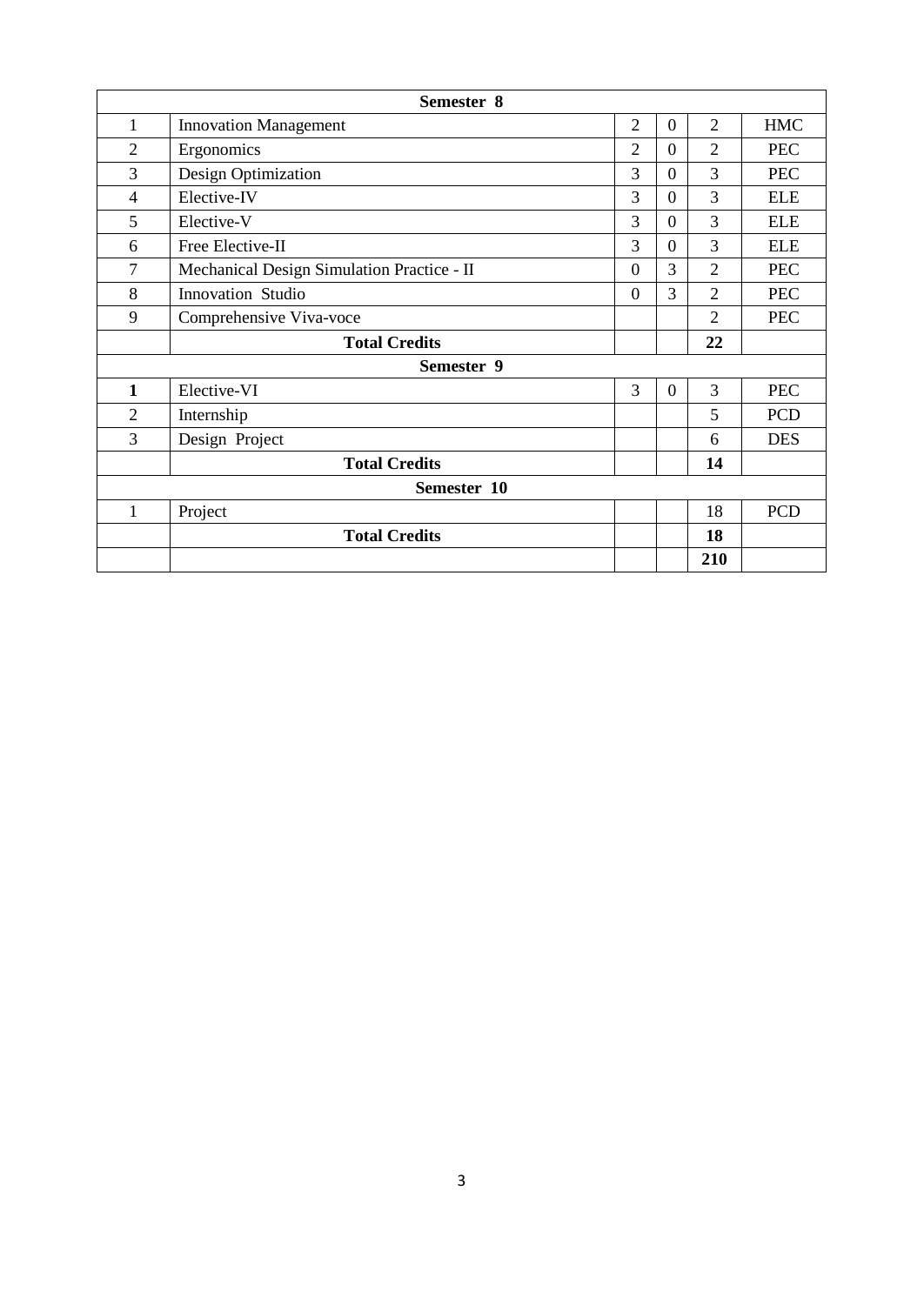| | | | | | |
|---|---|---|---|---|---|
| **Semester 8** | | | | | |
| 1 | Innovation Management | 2 | 0 | 2 | HMC |
| 2 | Ergonomics | 2 | 0 | 2 | PEC |
| 3 | Design Optimization | 3 | 0 | 3 | PEC |
| 4 | Elective-IV | 3 | 0 | 3 | ELE |
| 5 | Elective-V | 3 | 0 | 3 | ELE |
| 6 | Free Elective-II | 3 | 0 | 3 | ELE |
| 7 | Mechanical Design Simulation Practice - II | 0 | 3 | 2 | PEC |
| 8 | Innovation Studio | 0 | 3 | 2 | PEC |
| 9 | Comprehensive Viva-voce | | | 2 | PEC |
| | **Total Credits** | | | **22** | |
| **Semester 9** | | | | | |
| **1** | Elective-VI | 3 | 0 | 3 | PEC |
| 2 | Internship | | | 5 | PCD |
| 3 | Design Project | | | 6 | DES |
| | **Total Credits** | | | **14** | |
| **Semester 10** | | | | | |
| 1 | Project | | | 18 | PCD |
| | **Total Credits** | | | **18** | |
| | | | | **210** | |